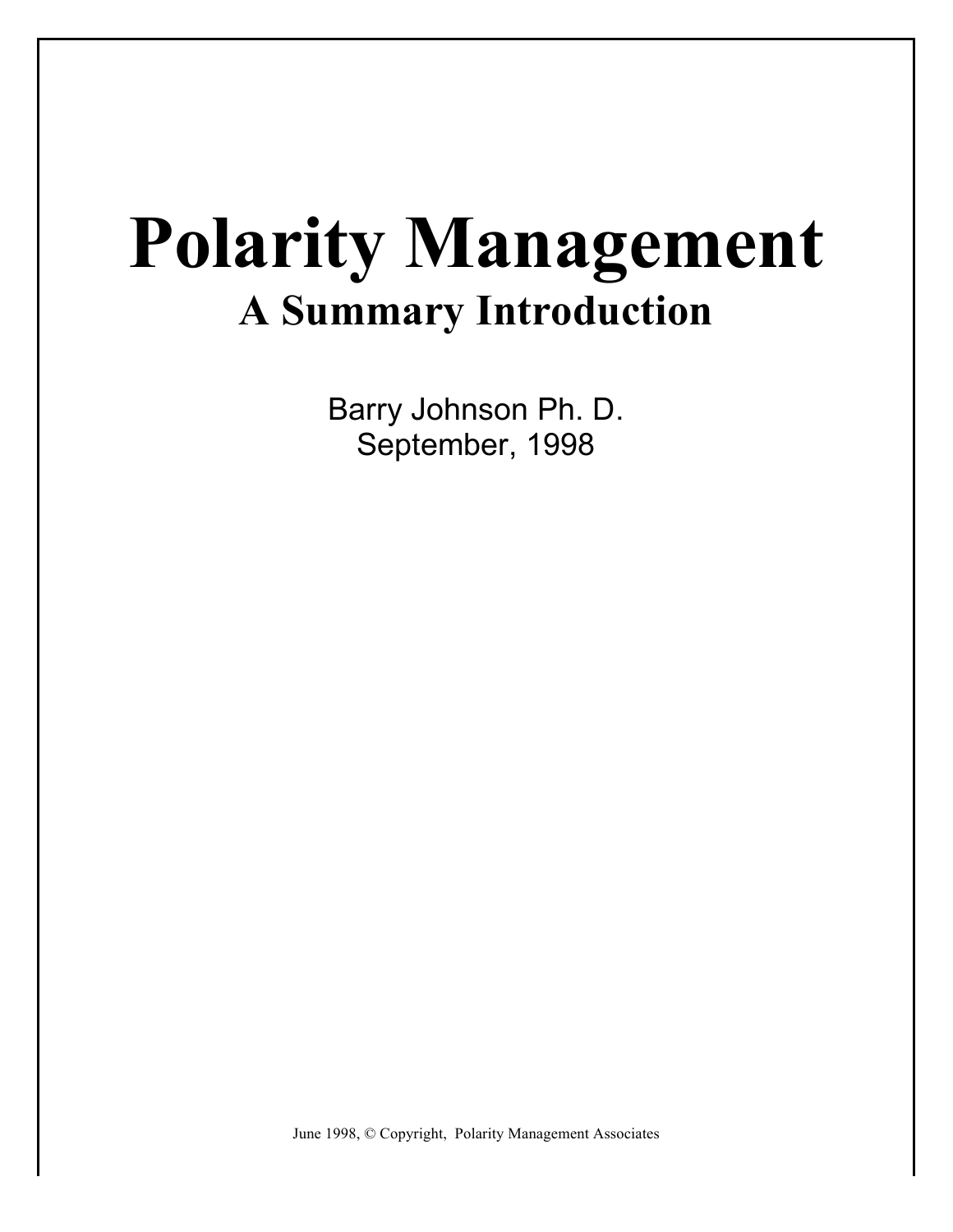# Polarity Management

## A Summary Introduction

Barry Johnson Ph. D.
September, 1998

June 1998, © Copyright, Polarity Management Associates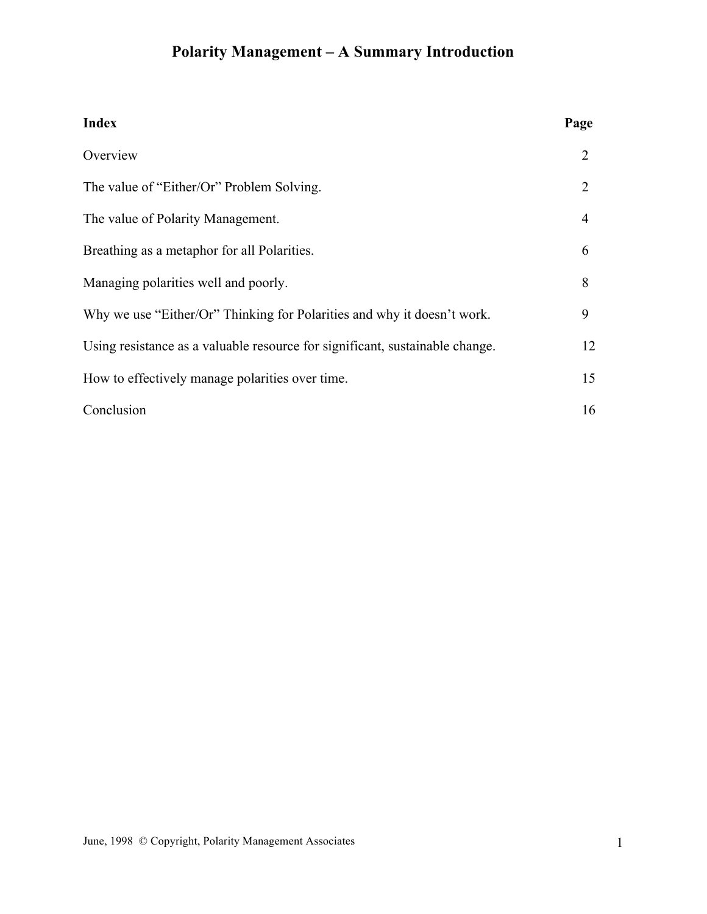# Polarity Management – A Summary Introduction

| **Index** | **Page** |
|---|---|
| Overview | 2 |
| The value of “Either/Or” Problem Solving. | 2 |
| The value of Polarity Management. | 4 |
| Breathing as a metaphor for all Polarities. | 6 |
| Managing polarities well and poorly. | 8 |
| Why we use “Either/Or” Thinking for Polarities and why it doesn’t work. | 9 |
| Using resistance as a valuable resource for significant, sustainable change. | 12 |
| How to effectively manage polarities over time. | 15 |
| Conclusion | 16 |

June, 1998 © Copyright, Polarity Management Associates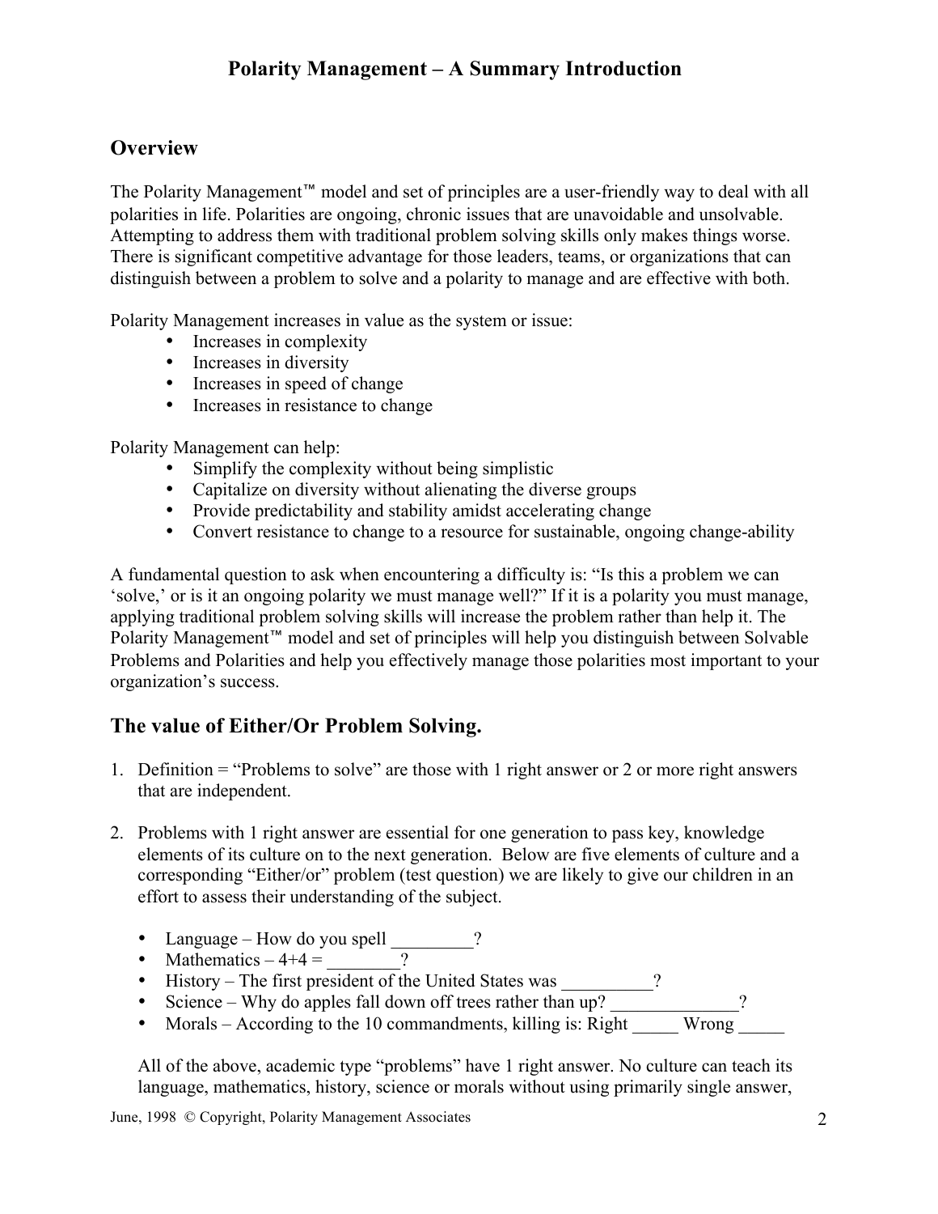# Polarity Management – A Summary Introduction

## Overview

The Polarity Management™ model and set of principles are a user-friendly way to deal with all polarities in life. Polarities are ongoing, chronic issues that are unavoidable and unsolvable. Attempting to address them with traditional problem solving skills only makes things worse. There is significant competitive advantage for those leaders, teams, or organizations that can distinguish between a problem to solve and a polarity to manage and are effective with both.

Polarity Management increases in value as the system or issue:

- Increases in complexity
- Increases in diversity
- Increases in speed of change
- Increases in resistance to change

Polarity Management can help:

- Simplify the complexity without being simplistic
- Capitalize on diversity without alienating the diverse groups
- Provide predictability and stability amidst accelerating change
- Convert resistance to change to a resource for sustainable, ongoing change-ability

A fundamental question to ask when encountering a difficulty is: "Is this a problem we can 'solve,' or is it an ongoing polarity we must manage well?" If it is a polarity you must manage, applying traditional problem solving skills will increase the problem rather than help it. The Polarity Management™ model and set of principles will help you distinguish between Solvable Problems and Polarities and help you effectively manage those polarities most important to your organization's success.

## The value of Either/Or Problem Solving.

1. Definition = "Problems to solve" are those with 1 right answer or 2 or more right answers that are independent.

2. Problems with 1 right answer are essential for one generation to pass key, knowledge elements of its culture on to the next generation. Below are five elements of culture and a corresponding "Either/or" problem (test question) we are likely to give our children in an effort to assess their understanding of the subject.

   - Language – How do you spell _________?
   - Mathematics – 4+4 = ________?
   - History – The first president of the United States was __________?
   - Science – Why do apples fall down off trees rather than up? ______________?
   - Morals – According to the 10 commandments, killing is: Right _____ Wrong _____

   All of the above, academic type "problems" have 1 right answer. No culture can teach its language, mathematics, history, science or morals without using primarily single answer,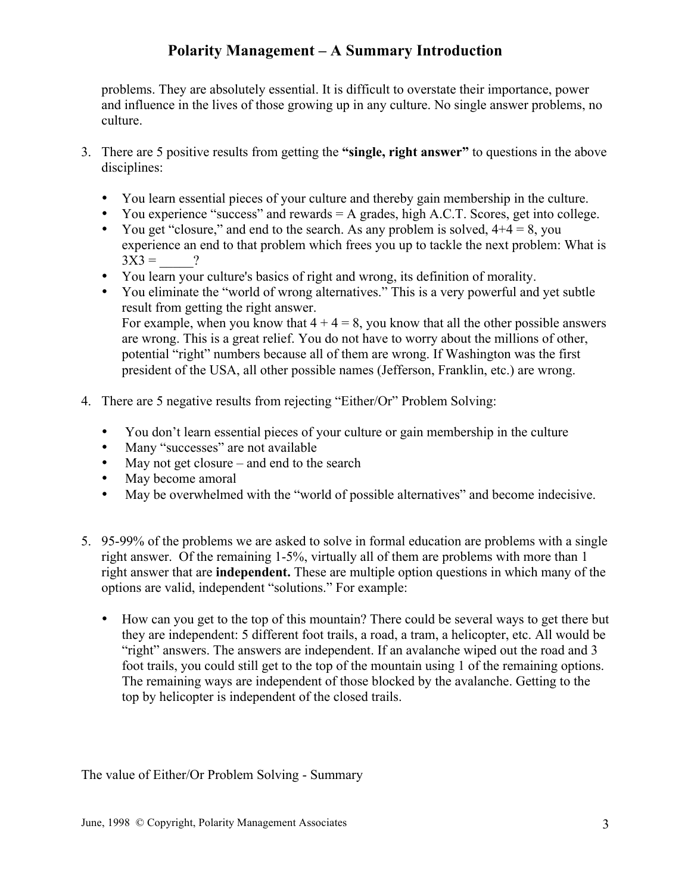problems. They are absolutely essential. It is difficult to overstate their importance, power and influence in the lives of those growing up in any culture. No single answer problems, no culture.

3. There are 5 positive results from getting the **"single, right answer"** to questions in the above disciplines:

   - You learn essential pieces of your culture and thereby gain membership in the culture.
   - You experience "success" and rewards = A grades, high A.C.T. Scores, get into college.
   - You get "closure," and end to the search. As any problem is solved, 4+4 = 8, you experience an end to that problem which frees you up to tackle the next problem: What is 3X3 = _____?
   - You learn your culture's basics of right and wrong, its definition of morality.
   - You eliminate the "world of wrong alternatives." This is a very powerful and yet subtle result from getting the right answer.
     For example, when you know that 4 + 4 = 8, you know that all the other possible answers are wrong. This is a great relief. You do not have to worry about the millions of other, potential "right" numbers because all of them are wrong. If Washington was the first president of the USA, all other possible names (Jefferson, Franklin, etc.) are wrong.

4. There are 5 negative results from rejecting "Either/Or" Problem Solving:

   - You don't learn essential pieces of your culture or gain membership in the culture
   - Many "successes" are not available
   - May not get closure – and end to the search
   - May become amoral
   - May be overwhelmed with the "world of possible alternatives" and become indecisive.

5. 95-99% of the problems we are asked to solve in formal education are problems with a single right answer. Of the remaining 1-5%, virtually all of them are problems with more than 1 right answer that are **independent.** These are multiple option questions in which many of the options are valid, independent "solutions." For example:

   - How can you get to the top of this mountain? There could be several ways to get there but they are independent: 5 different foot trails, a road, a tram, a helicopter, etc. All would be "right" answers. The answers are independent. If an avalanche wiped out the road and 3 foot trails, you could still get to the top of the mountain using 1 of the remaining options. The remaining ways are independent of those blocked by the avalanche. Getting to the top by helicopter is independent of the closed trails.

The value of Either/Or Problem Solving - Summary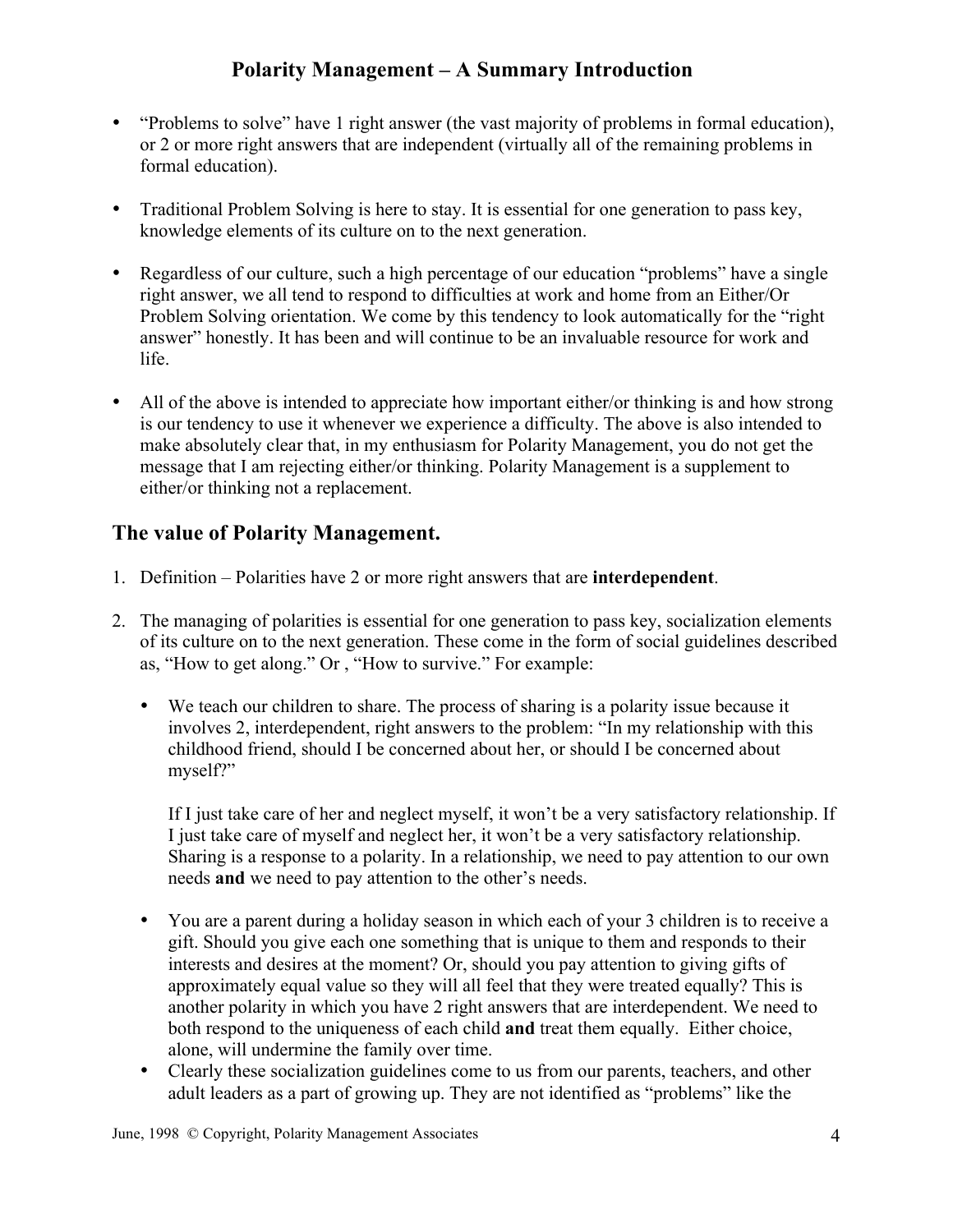- "Problems to solve" have 1 right answer (the vast majority of problems in formal education), or 2 or more right answers that are independent (virtually all of the remaining problems in formal education).

- Traditional Problem Solving is here to stay. It is essential for one generation to pass key, knowledge elements of its culture on to the next generation.

- Regardless of our culture, such a high percentage of our education "problems" have a single right answer, we all tend to respond to difficulties at work and home from an Either/Or Problem Solving orientation. We come by this tendency to look automatically for the "right answer" honestly. It has been and will continue to be an invaluable resource for work and life.

- All of the above is intended to appreciate how important either/or thinking is and how strong is our tendency to use it whenever we experience a difficulty. The above is also intended to make absolutely clear that, in my enthusiasm for Polarity Management, you do not get the message that I am rejecting either/or thinking. Polarity Management is a supplement to either/or thinking not a replacement.

## The value of Polarity Management.

1. Definition – Polarities have 2 or more right answers that are **interdependent**.

2. The managing of polarities is essential for one generation to pass key, socialization elements of its culture on to the next generation. These come in the form of social guidelines described as, "How to get along." Or , "How to survive." For example:

   - We teach our children to share. The process of sharing is a polarity issue because it involves 2, interdependent, right answers to the problem: "In my relationship with this childhood friend, should I be concerned about her, or should I be concerned about myself?"

     If I just take care of her and neglect myself, it won't be a very satisfactory relationship. If I just take care of myself and neglect her, it won't be a very satisfactory relationship. Sharing is a response to a polarity. In a relationship, we need to pay attention to our own needs **and** we need to pay attention to the other's needs.

   - You are a parent during a holiday season in which each of your 3 children is to receive a gift. Should you give each one something that is unique to them and responds to their interests and desires at the moment? Or, should you pay attention to giving gifts of approximately equal value so they will all feel that they were treated equally? This is another polarity in which you have 2 right answers that are interdependent. We need to both respond to the uniqueness of each child **and** treat them equally. Either choice, alone, will undermine the family over time.
   - Clearly these socialization guidelines come to us from our parents, teachers, and other adult leaders as a part of growing up. They are not identified as "problems" like the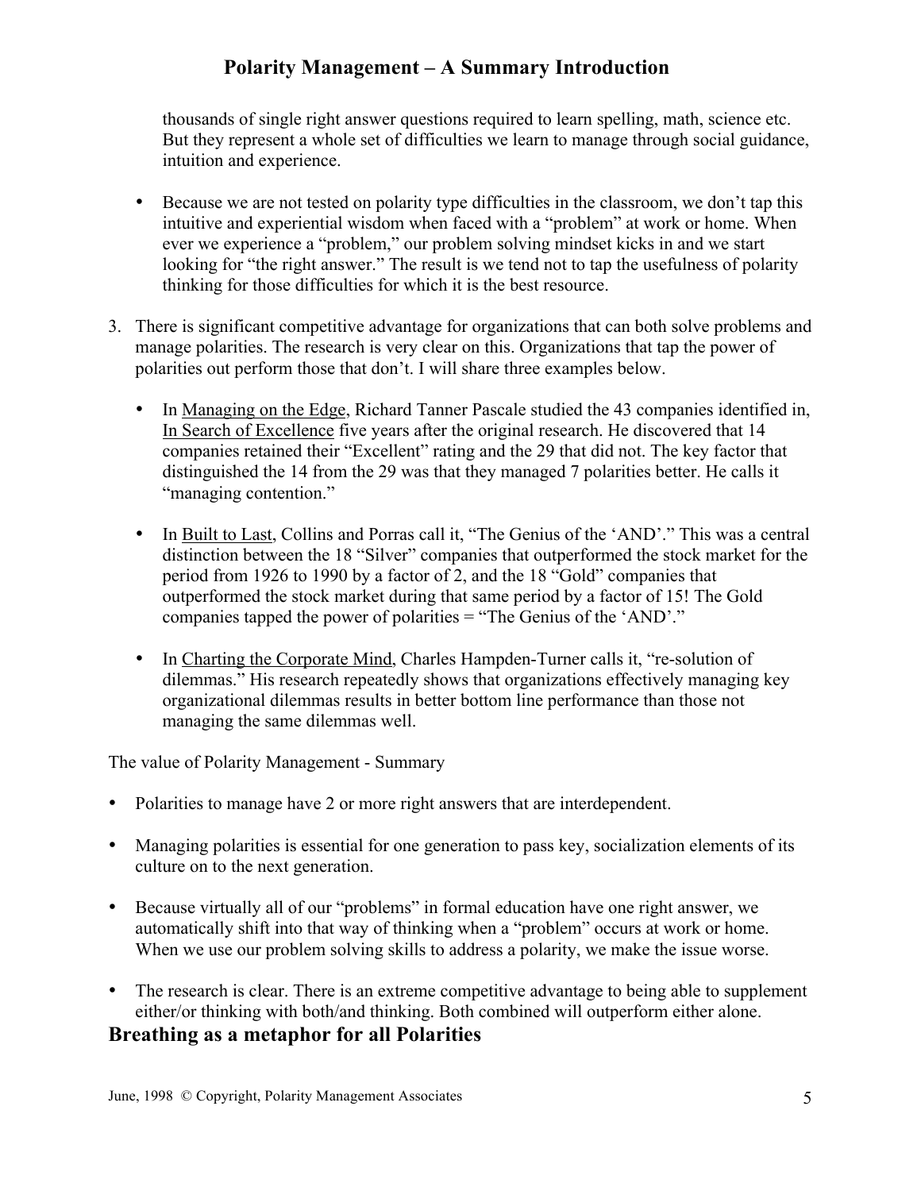thousands of single right answer questions required to learn spelling, math, science etc. But they represent a whole set of difficulties we learn to manage through social guidance, intuition and experience.

- Because we are not tested on polarity type difficulties in the classroom, we don't tap this intuitive and experiential wisdom when faced with a "problem" at work or home. When ever we experience a "problem," our problem solving mindset kicks in and we start looking for "the right answer." The result is we tend not to tap the usefulness of polarity thinking for those difficulties for which it is the best resource.

3. There is significant competitive advantage for organizations that can both solve problems and manage polarities. The research is very clear on this. Organizations that tap the power of polarities out perform those that don't. I will share three examples below.

   - In Managing on the Edge, Richard Tanner Pascale studied the 43 companies identified in, In Search of Excellence five years after the original research. He discovered that 14 companies retained their "Excellent" rating and the 29 that did not. The key factor that distinguished the 14 from the 29 was that they managed 7 polarities better. He calls it "managing contention."

   - In Built to Last, Collins and Porras call it, "The Genius of the 'AND'." This was a central distinction between the 18 "Silver" companies that outperformed the stock market for the period from 1926 to 1990 by a factor of 2, and the 18 "Gold" companies that outperformed the stock market during that same period by a factor of 15! The Gold companies tapped the power of polarities = "The Genius of the 'AND'."

   - In Charting the Corporate Mind, Charles Hampden-Turner calls it, "re-solution of dilemmas." His research repeatedly shows that organizations effectively managing key organizational dilemmas results in better bottom line performance than those not managing the same dilemmas well.

The value of Polarity Management - Summary

- Polarities to manage have 2 or more right answers that are interdependent.

- Managing polarities is essential for one generation to pass key, socialization elements of its culture on to the next generation.

- Because virtually all of our "problems" in formal education have one right answer, we automatically shift into that way of thinking when a "problem" occurs at work or home. When we use our problem solving skills to address a polarity, we make the issue worse.

- The research is clear. There is an extreme competitive advantage to being able to supplement either/or thinking with both/and thinking. Both combined will outperform either alone.

## Breathing as a metaphor for all Polarities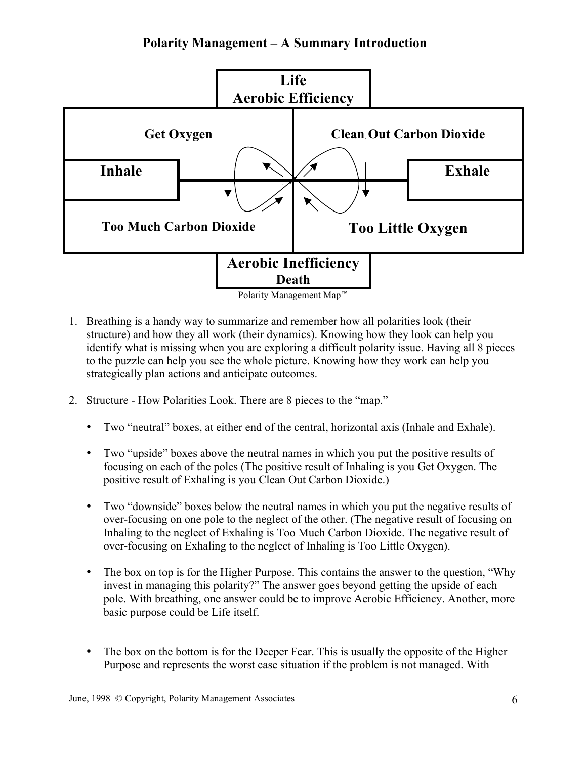# Polarity Management – A Summary Introduction

| | Life<br>Aerobic Efficiency | |
|---|---|---|
| **Get Oxygen** | | **Clean Out Carbon Dioxide** |
| **Inhale** | | **Exhale** |
| **Too Much Carbon Dioxide** | | **Too Little Oxygen** |
| | Aerobic Inefficiency<br>Death | |

Polarity Management Map™

1. Breathing is a handy way to summarize and remember how all polarities look (their structure) and how they all work (their dynamics). Knowing how they look can help you identify what is missing when you are exploring a difficult polarity issue. Having all 8 pieces to the puzzle can help you see the whole picture. Knowing how they work can help you strategically plan actions and anticipate outcomes.

2. Structure - How Polarities Look. There are 8 pieces to the "map."

   - Two "neutral" boxes, at either end of the central, horizontal axis (Inhale and Exhale).

   - Two "upside" boxes above the neutral names in which you put the positive results of focusing on each of the poles (The positive result of Inhaling is you Get Oxygen. The positive result of Exhaling is you Clean Out Carbon Dioxide.)

   - Two "downside" boxes below the neutral names in which you put the negative results of over-focusing on one pole to the neglect of the other. (The negative result of focusing on Inhaling to the neglect of Exhaling is Too Much Carbon Dioxide. The negative result of over-focusing on Exhaling to the neglect of Inhaling is Too Little Oxygen).

   - The box on top is for the Higher Purpose. This contains the answer to the question, "Why invest in managing this polarity?" The answer goes beyond getting the upside of each pole. With breathing, one answer could be to improve Aerobic Efficiency. Another, more basic purpose could be Life itself.

   - The box on the bottom is for the Deeper Fear. This is usually the opposite of the Higher Purpose and represents the worst case situation if the problem is not managed. With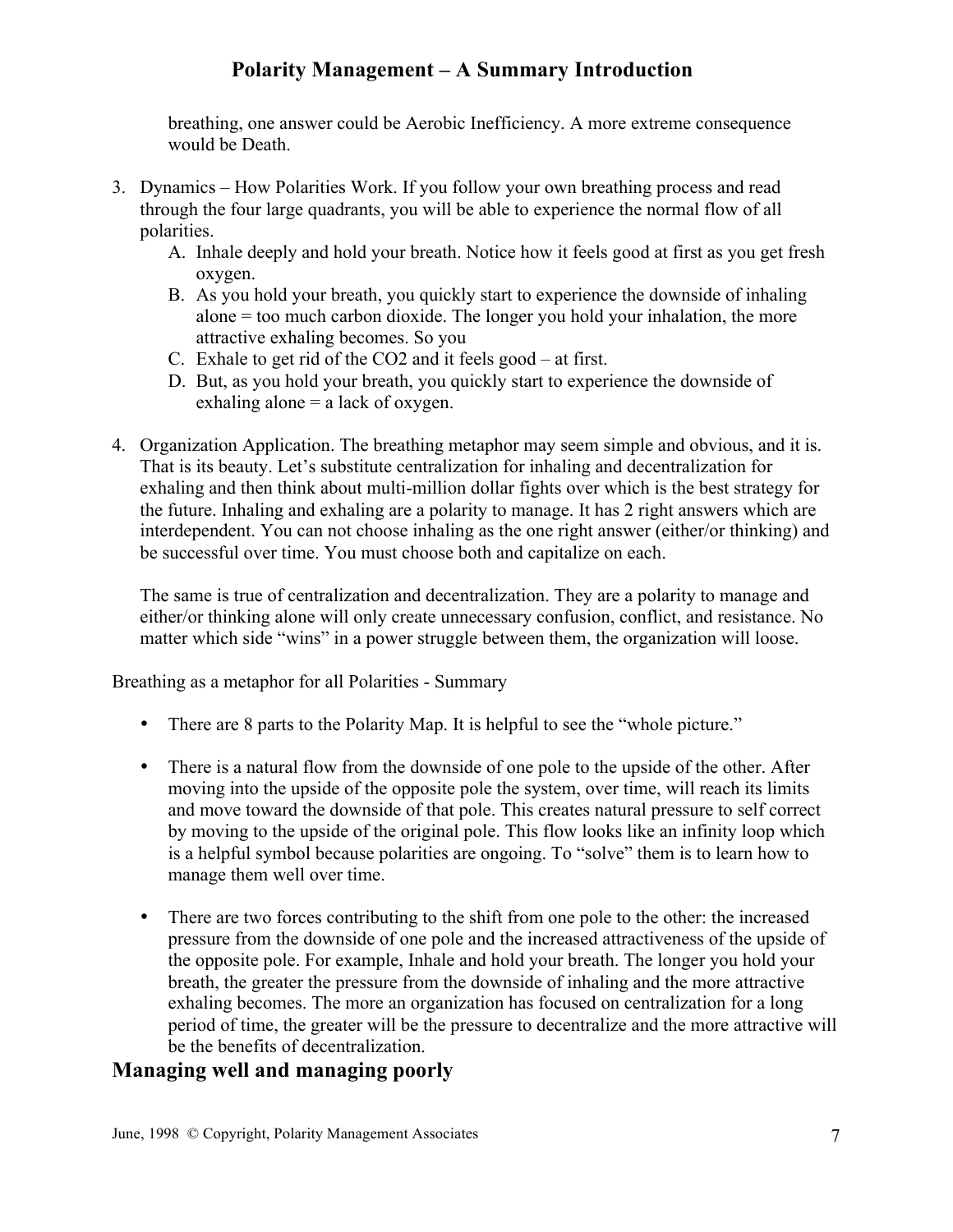breathing, one answer could be Aerobic Inefficiency. A more extreme consequence would be Death.

3. Dynamics – How Polarities Work. If you follow your own breathing process and read through the four large quadrants, you will be able to experience the normal flow of all polarities.
   A. Inhale deeply and hold your breath. Notice how it feels good at first as you get fresh oxygen.
   B. As you hold your breath, you quickly start to experience the downside of inhaling alone = too much carbon dioxide. The longer you hold your inhalation, the more attractive exhaling becomes. So you
   C. Exhale to get rid of the $CO_2$ and it feels good – at first.
   D. But, as you hold your breath, you quickly start to experience the downside of exhaling alone = a lack of oxygen.

4. Organization Application. The breathing metaphor may seem simple and obvious, and it is. That is its beauty. Let's substitute centralization for inhaling and decentralization for exhaling and then think about multi-million dollar fights over which is the best strategy for the future. Inhaling and exhaling are a polarity to manage. It has 2 right answers which are interdependent. You can not choose inhaling as the one right answer (either/or thinking) and be successful over time. You must choose both and capitalize on each.

   The same is true of centralization and decentralization. They are a polarity to manage and either/or thinking alone will only create unnecessary confusion, conflict, and resistance. No matter which side "wins" in a power struggle between them, the organization will loose.

Breathing as a metaphor for all Polarities - Summary

- There are 8 parts to the Polarity Map. It is helpful to see the "whole picture."
- There is a natural flow from the downside of one pole to the upside of the other. After moving into the upside of the opposite pole the system, over time, will reach its limits and move toward the downside of that pole. This creates natural pressure to self correct by moving to the upside of the original pole. This flow looks like an infinity loop which is a helpful symbol because polarities are ongoing. To "solve" them is to learn how to manage them well over time.
- There are two forces contributing to the shift from one pole to the other: the increased pressure from the downside of one pole and the increased attractiveness of the upside of the opposite pole. For example, Inhale and hold your breath. The longer you hold your breath, the greater the pressure from the downside of inhaling and the more attractive exhaling becomes. The more an organization has focused on centralization for a long period of time, the greater will be the pressure to decentralize and the more attractive will be the benefits of decentralization.

## Managing well and managing poorly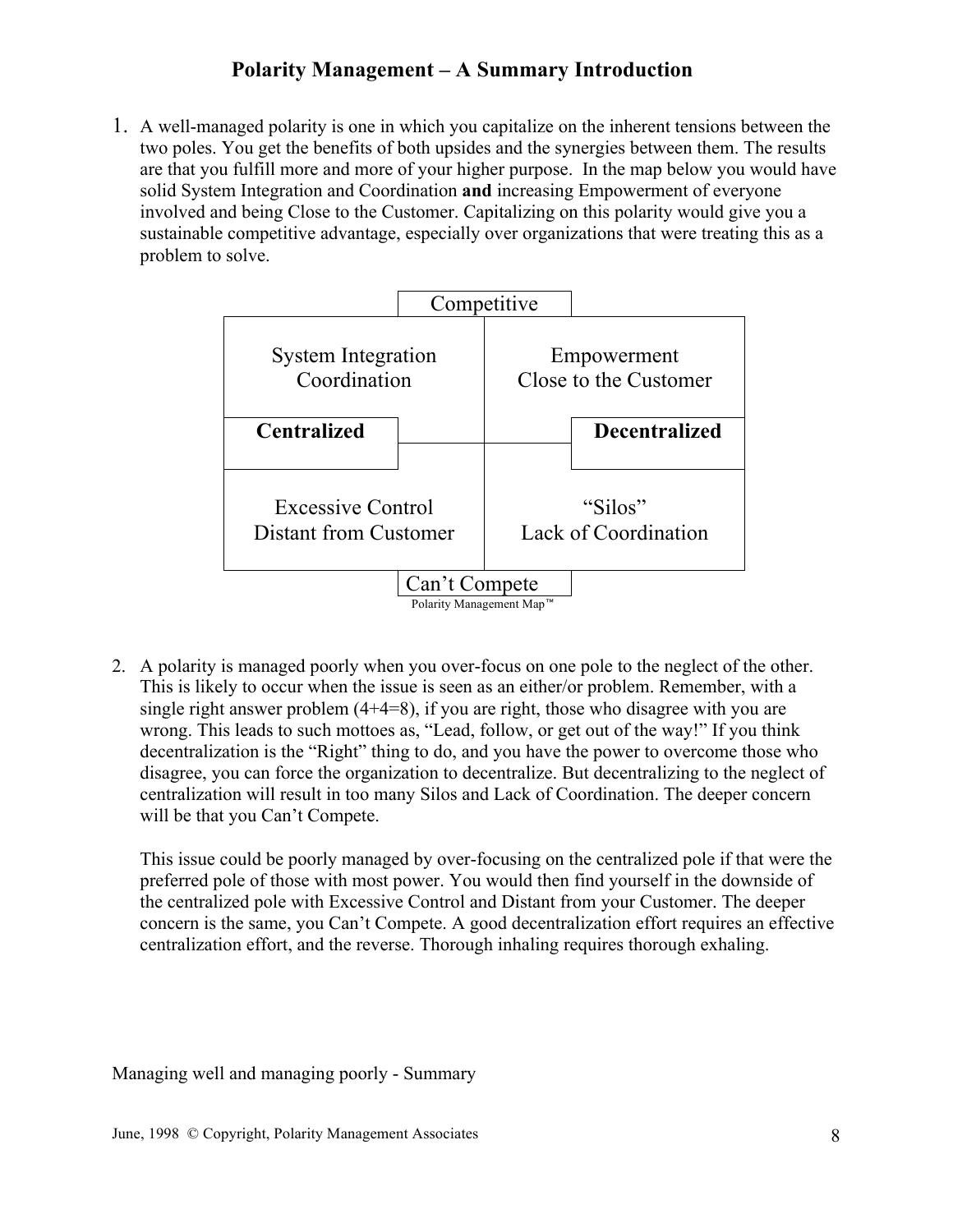# Polarity Management – A Summary Introduction

1. A well-managed polarity is one in which you capitalize on the inherent tensions between the two poles. You get the benefits of both upsides and the synergies between them. The results are that you fulfill more and more of your higher purpose. In the map below you would have solid System Integration and Coordination **and** increasing Empowerment of everyone involved and being Close to the Customer. Capitalizing on this polarity would give you a sustainable competitive advantage, especially over organizations that were treating this as a problem to solve.

| | Competitive | |
|---|---|---|
| System Integration<br>Coordination | | Empowerment<br>Close to the Customer |
| **Centralized** | | **Decentralized** |
| Excessive Control<br>Distant from Customer | | "Silos"<br>Lack of Coordination |
| | Can't Compete | |

Polarity Management Map™

2. A polarity is managed poorly when you over-focus on one pole to the neglect of the other. This is likely to occur when the issue is seen as an either/or problem. Remember, with a single right answer problem (4+4=8), if you are right, those who disagree with you are wrong. This leads to such mottoes as, "Lead, follow, or get out of the way!" If you think decentralization is the "Right" thing to do, and you have the power to overcome those who disagree, you can force the organization to decentralize. But decentralizing to the neglect of centralization will result in too many Silos and Lack of Coordination. The deeper concern will be that you Can't Compete.

   This issue could be poorly managed by over-focusing on the centralized pole if that were the preferred pole of those with most power. You would then find yourself in the downside of the centralized pole with Excessive Control and Distant from your Customer. The deeper concern is the same, you Can't Compete. A good decentralization effort requires an effective centralization effort, and the reverse. Thorough inhaling requires thorough exhaling.

Managing well and managing poorly - Summary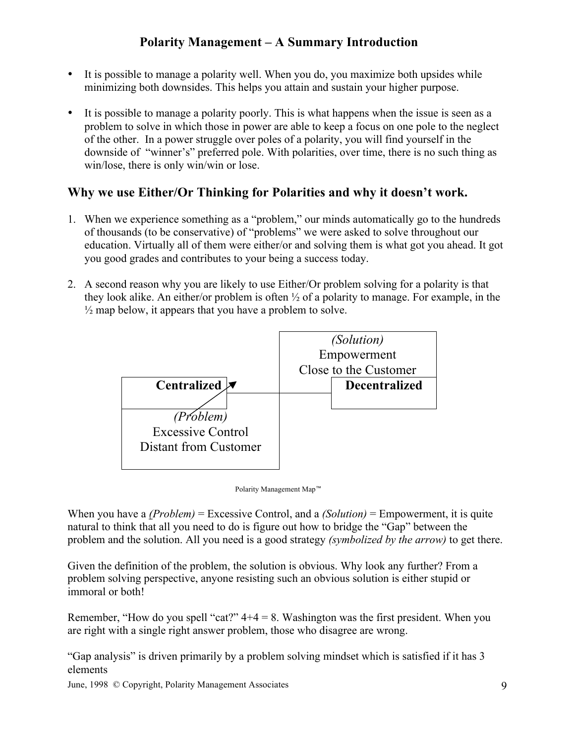# Polarity Management – A Summary Introduction

- It is possible to manage a polarity well. When you do, you maximize both upsides while minimizing both downsides. This helps you attain and sustain your higher purpose.

- It is possible to manage a polarity poorly. This is what happens when the issue is seen as a problem to solve in which those in power are able to keep a focus on one pole to the neglect of the other. In a power struggle over poles of a polarity, you will find yourself in the downside of "winner's" preferred pole. With polarities, over time, there is no such thing as win/lose, there is only win/win or lose.

## Why we use Either/Or Thinking for Polarities and why it doesn't work.

1. When we experience something as a "problem," our minds automatically go to the hundreds of thousands (to be conservative) of "problems" we were asked to solve throughout our education. Virtually all of them were either/or and solving them is what got you ahead. It got you good grades and contributes to your being a success today.

2. A second reason why you are likely to use Either/Or problem solving for a polarity is that they look alike. An either/or problem is often ½ of a polarity to manage. For example, in the ½ map below, it appears that you have a problem to solve.

| | *(Solution)* Empowerment Close to the Customer |
|---|---|
| **Centralized** | **Decentralized** |
| *(Problem)* Excessive Control Distant from Customer | |

Polarity Management Map™

When you have a *(Problem)* = Excessive Control, and a *(Solution)* = Empowerment, it is quite natural to think that all you need to do is figure out how to bridge the "Gap" between the problem and the solution. All you need is a good strategy *(symbolized by the arrow)* to get there.

Given the definition of the problem, the solution is obvious. Why look any further? From a problem solving perspective, anyone resisting such an obvious solution is either stupid or immoral or both!

Remember, "How do you spell "cat?" 4+4 = 8. Washington was the first president. When you are right with a single right answer problem, those who disagree are wrong.

"Gap analysis" is driven primarily by a problem solving mindset which is satisfied if it has 3 elements

June, 1998 © Copyright, Polarity Management Associates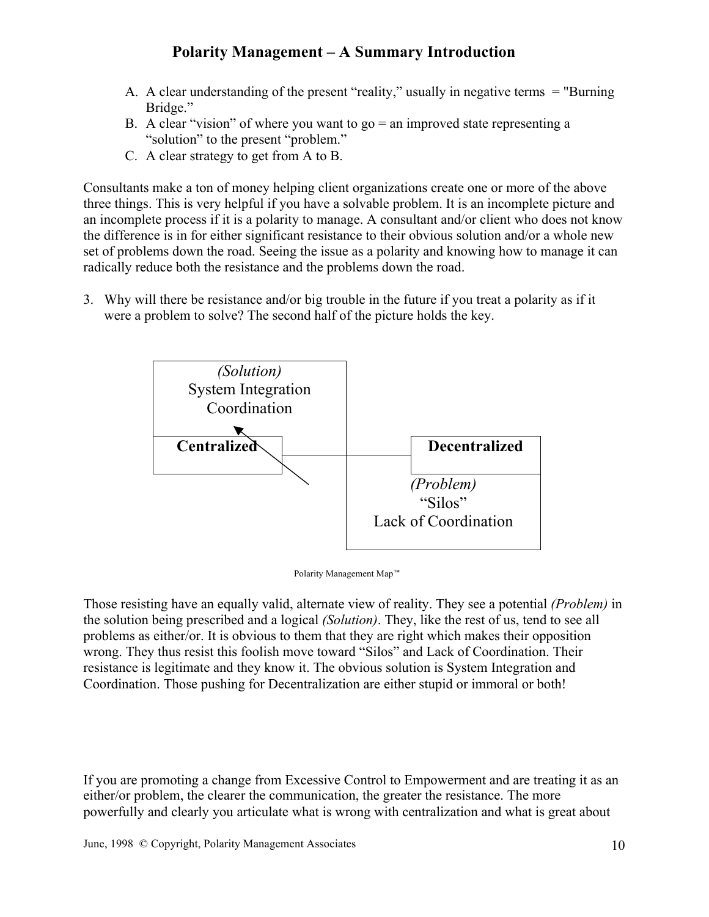A. A clear understanding of the present "reality," usually in negative terms = "Burning Bridge."
B. A clear "vision" of where you want to go = an improved state representing a "solution" to the present "problem."
C. A clear strategy to get from A to B.

Consultants make a ton of money helping client organizations create one or more of the above three things. This is very helpful if you have a solvable problem. It is an incomplete picture and an incomplete process if it is a polarity to manage. A consultant and/or client who does not know the difference is in for either significant resistance to their obvious solution and/or a whole new set of problems down the road. Seeing the issue as a polarity and knowing how to manage it can radically reduce both the resistance and the problems down the road.

3. Why will there be resistance and/or big trouble in the future if you treat a polarity as if it were a problem to solve? The second half of the picture holds the key.

| *(Solution)* System Integration Coordination | |
|---|---|
| **Centralized** | **Decentralized** |
| | *(Problem)* "Silos" Lack of Coordination |

Polarity Management Map™

Those resisting have an equally valid, alternate view of reality. They see a potential *(Problem)* in the solution being prescribed and a logical *(Solution)*. They, like the rest of us, tend to see all problems as either/or. It is obvious to them that they are right which makes their opposition wrong. They thus resist this foolish move toward "Silos" and Lack of Coordination. Their resistance is legitimate and they know it. The obvious solution is System Integration and Coordination. Those pushing for Decentralization are either stupid or immoral or both!

If you are promoting a change from Excessive Control to Empowerment and are treating it as an either/or problem, the clearer the communication, the greater the resistance. The more powerfully and clearly you articulate what is wrong with centralization and what is great about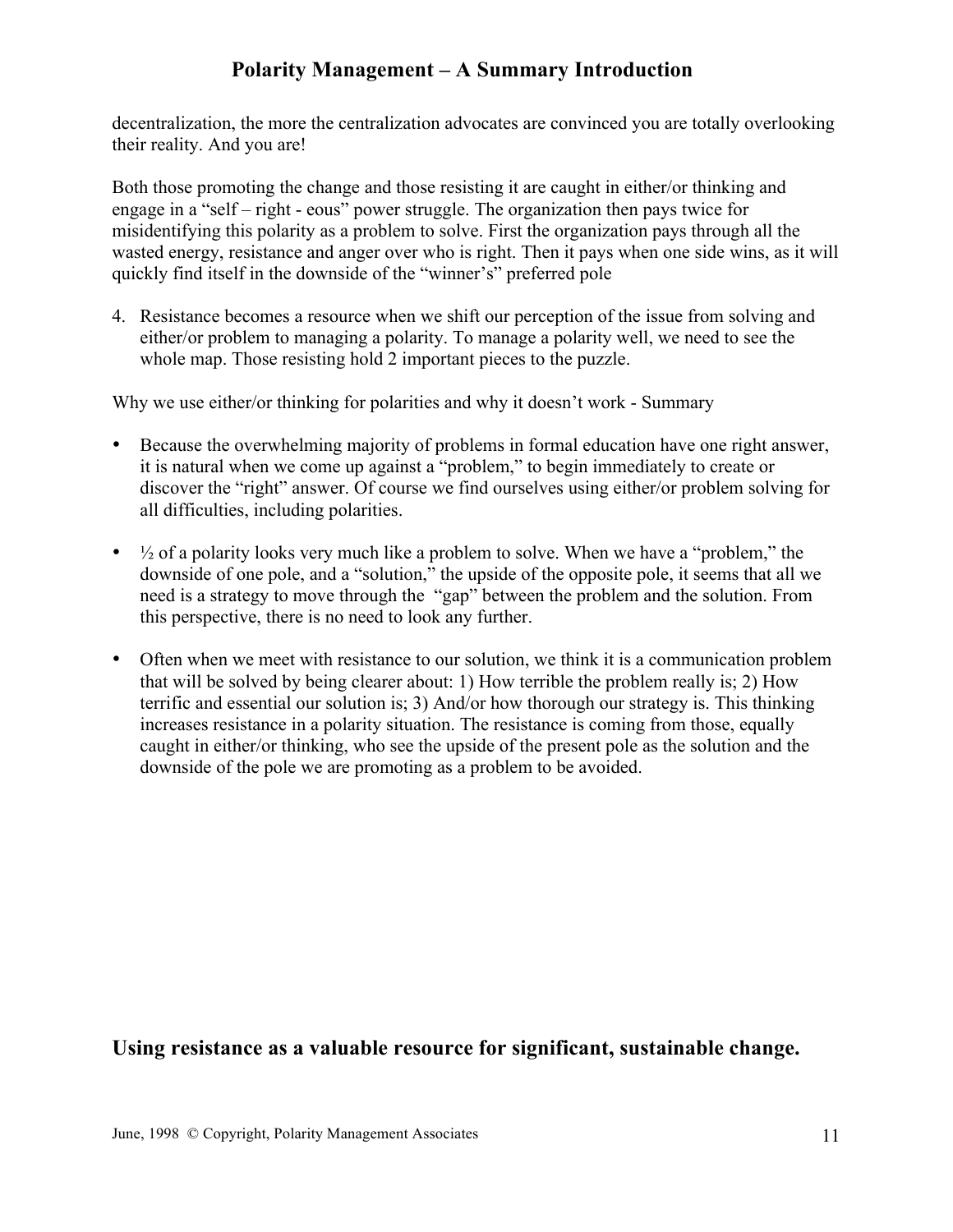decentralization, the more the centralization advocates are convinced you are totally overlooking their reality. And you are!

Both those promoting the change and those resisting it are caught in either/or thinking and engage in a "self – right - eous" power struggle. The organization then pays twice for misidentifying this polarity as a problem to solve. First the organization pays through all the wasted energy, resistance and anger over who is right. Then it pays when one side wins, as it will quickly find itself in the downside of the "winner's" preferred pole

4. Resistance becomes a resource when we shift our perception of the issue from solving and either/or problem to managing a polarity. To manage a polarity well, we need to see the whole map. Those resisting hold 2 important pieces to the puzzle.

Why we use either/or thinking for polarities and why it doesn't work - Summary

- Because the overwhelming majority of problems in formal education have one right answer, it is natural when we come up against a "problem," to begin immediately to create or discover the "right" answer. Of course we find ourselves using either/or problem solving for all difficulties, including polarities.

- ½ of a polarity looks very much like a problem to solve. When we have a "problem," the downside of one pole, and a "solution," the upside of the opposite pole, it seems that all we need is a strategy to move through the "gap" between the problem and the solution. From this perspective, there is no need to look any further.

- Often when we meet with resistance to our solution, we think it is a communication problem that will be solved by being clearer about: 1) How terrible the problem really is; 2) How terrific and essential our solution is; 3) And/or how thorough our strategy is. This thinking increases resistance in a polarity situation. The resistance is coming from those, equally caught in either/or thinking, who see the upside of the present pole as the solution and the downside of the pole we are promoting as a problem to be avoided.

**Using resistance as a valuable resource for significant, sustainable change.**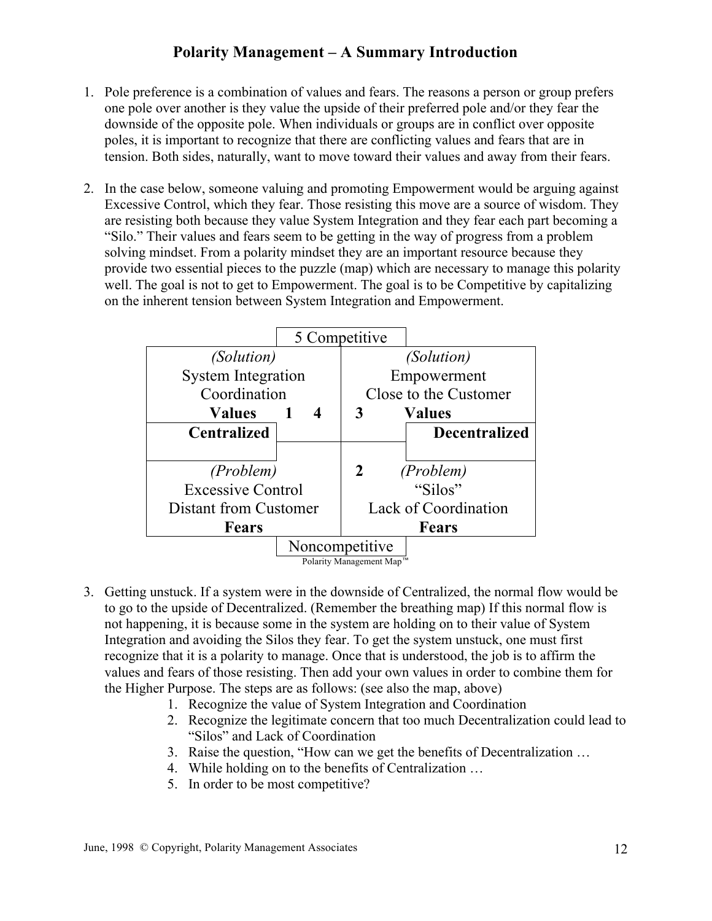# Polarity Management – A Summary Introduction

1. Pole preference is a combination of values and fears. The reasons a person or group prefers one pole over another is they value the upside of their preferred pole and/or they fear the downside of the opposite pole. When individuals or groups are in conflict over opposite poles, it is important to recognize that there are conflicting values and fears that are in tension. Both sides, naturally, want to move toward their values and away from their fears.

2. In the case below, someone valuing and promoting Empowerment would be arguing against Excessive Control, which they fear. Those resisting this move are a source of wisdom. They are resisting both because they value System Integration and they fear each part becoming a "Silo." Their values and fears seem to be getting in the way of progress from a problem solving mindset. From a polarity mindset they are an important resource because they provide two essential pieces to the puzzle (map) which are necessary to manage this polarity well. The goal is not to get to Empowerment. The goal is to be Competitive by capitalizing on the inherent tension between System Integration and Empowerment.

**5 Competitive**

| *(Solution)* System Integration Coordination **Values 1 4** | **3** *(Solution)* Empowerment Close to the Customer **Values** |
|---|---|
| **Centralized** | **Decentralized** |
| *(Problem)* Excessive Control Distant from Customer **Fears** | **2** *(Problem)* "Silos" Lack of Coordination **Fears** |

**Noncompetitive**

Polarity Management Map™

3. Getting unstuck. If a system were in the downside of Centralized, the normal flow would be to go to the upside of Decentralized. (Remember the breathing map) If this normal flow is not happening, it is because some in the system are holding on to their value of System Integration and avoiding the Silos they fear. To get the system unstuck, one must first recognize that it is a polarity to manage. Once that is understood, the job is to affirm the values and fears of those resisting. Then add your own values in order to combine them for the Higher Purpose. The steps are as follows: (see also the map, above)
    1. Recognize the value of System Integration and Coordination
    2. Recognize the legitimate concern that too much Decentralization could lead to "Silos" and Lack of Coordination
    3. Raise the question, "How can we get the benefits of Decentralization …
    4. While holding on to the benefits of Centralization …
    5. In order to be most competitive?

June, 1998 © Copyright, Polarity Management Associates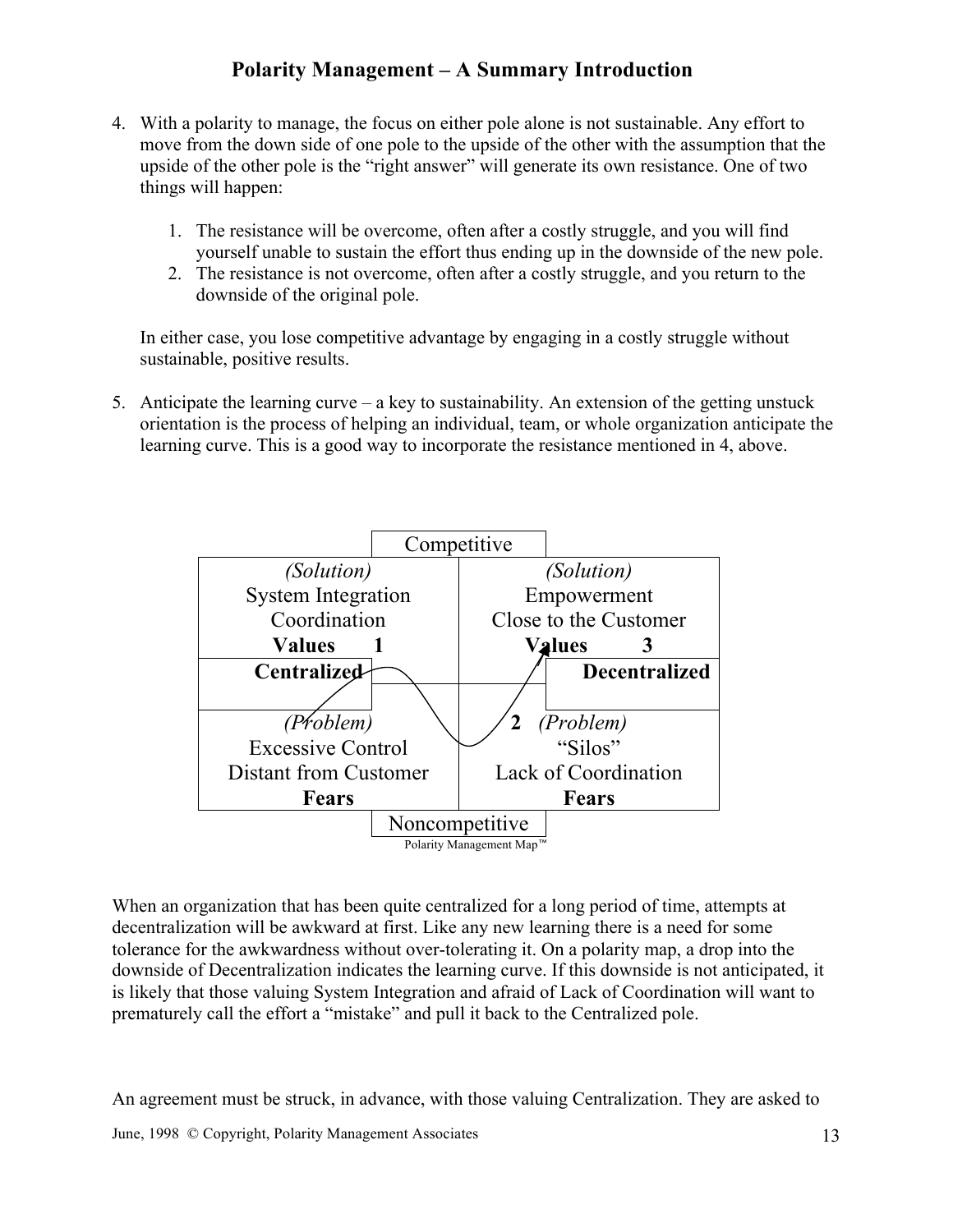4. With a polarity to manage, the focus on either pole alone is not sustainable. Any effort to move from the down side of one pole to the upside of the other with the assumption that the upside of the other pole is the "right answer" will generate its own resistance. One of two things will happen:

    1. The resistance will be overcome, often after a costly struggle, and you will find yourself unable to sustain the effort thus ending up in the downside of the new pole.
    2. The resistance is not overcome, often after a costly struggle, and you return to the downside of the original pole.

    In either case, you lose competitive advantage by engaging in a costly struggle without sustainable, positive results.

5. Anticipate the learning curve – a key to sustainability. An extension of the getting unstuck orientation is the process of helping an individual, team, or whole organization anticipate the learning curve. This is a good way to incorporate the resistance mentioned in 4, above.

| Competitive | |
|---|---|
| *(Solution)*<br>System Integration<br>Coordination<br>**Values 1** | *(Solution)*<br>Empowerment<br>Close to the Customer<br>**Values 3** |
| **Centralized** | **Decentralized** |
| *(Problem)*<br>Excessive Control<br>Distant from Customer<br>**Fears** | **2** *(Problem)*<br>"Silos"<br>Lack of Coordination<br>**Fears** |
| Noncompetitive | |

Polarity Management Map™

When an organization that has been quite centralized for a long period of time, attempts at decentralization will be awkward at first. Like any new learning there is a need for some tolerance for the awkwardness without over-tolerating it. On a polarity map, a drop into the downside of Decentralization indicates the learning curve. If this downside is not anticipated, it is likely that those valuing System Integration and afraid of Lack of Coordination will want to prematurely call the effort a "mistake" and pull it back to the Centralized pole.

An agreement must be struck, in advance, with those valuing Centralization. They are asked to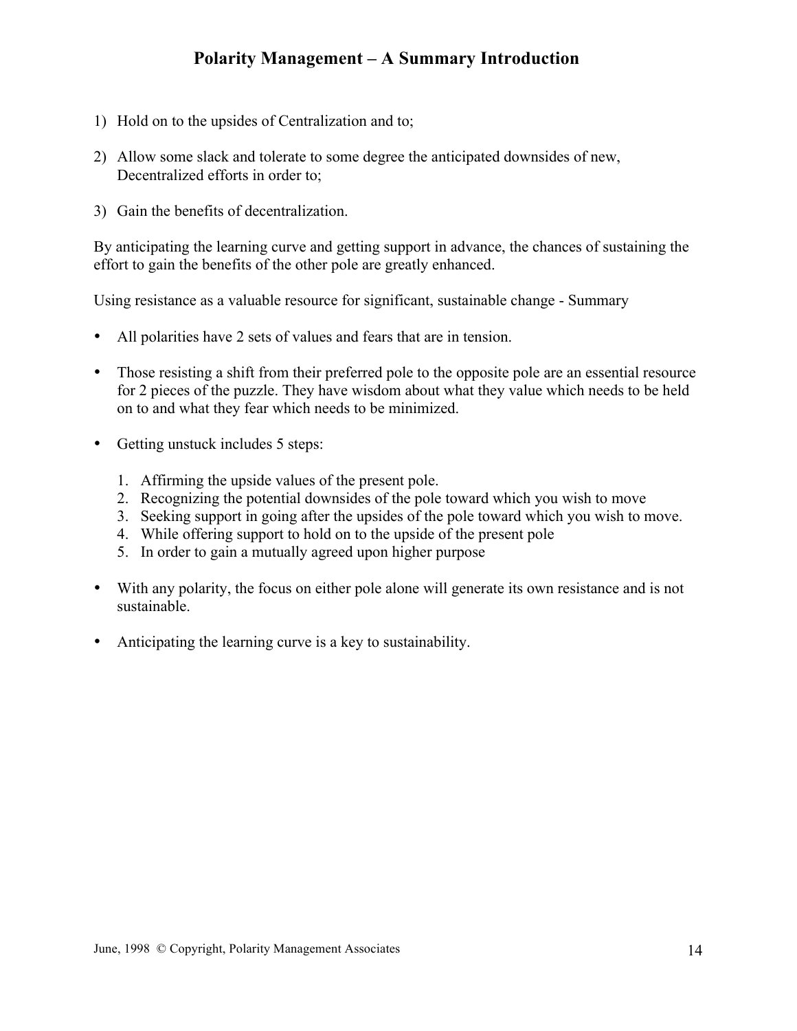1) Hold on to the upsides of Centralization and to;

2) Allow some slack and tolerate to some degree the anticipated downsides of new, Decentralized efforts in order to;

3) Gain the benefits of decentralization.

By anticipating the learning curve and getting support in advance, the chances of sustaining the effort to gain the benefits of the other pole are greatly enhanced.

Using resistance as a valuable resource for significant, sustainable change - Summary

- All polarities have 2 sets of values and fears that are in tension.

- Those resisting a shift from their preferred pole to the opposite pole are an essential resource for 2 pieces of the puzzle. They have wisdom about what they value which needs to be held on to and what they fear which needs to be minimized.

- Getting unstuck includes 5 steps:

    1. Affirming the upside values of the present pole.
    2. Recognizing the potential downsides of the pole toward which you wish to move
    3. Seeking support in going after the upsides of the pole toward which you wish to move.
    4. While offering support to hold on to the upside of the present pole
    5. In order to gain a mutually agreed upon higher purpose

- With any polarity, the focus on either pole alone will generate its own resistance and is not sustainable.

- Anticipating the learning curve is a key to sustainability.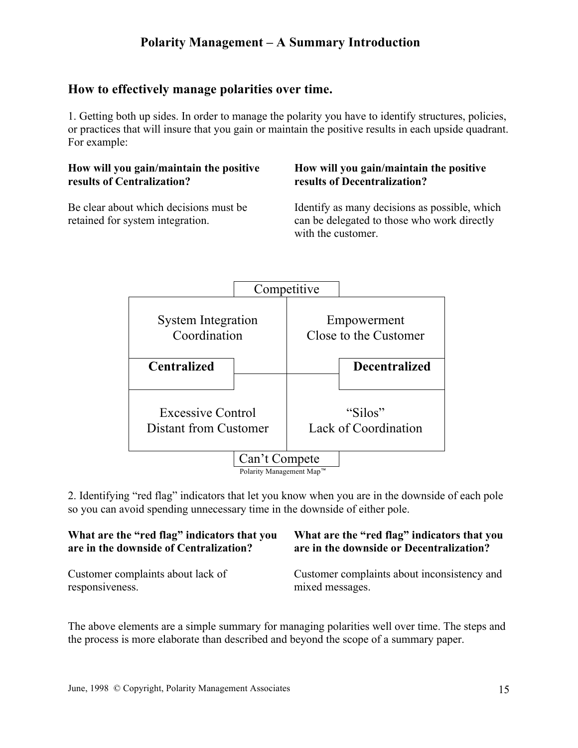## How to effectively manage polarities over time.

1. Getting both up sides. In order to manage the polarity you have to identify structures, policies, or practices that will insure that you gain or maintain the positive results in each upside quadrant. For example:

| How will you gain/maintain the positive results of Centralization? | How will you gain/maintain the positive results of Decentralization? |
|---|---|
| Be clear about which decisions must be retained for system integration. | Identify as many decisions as possible, which can be delegated to those who work directly with the customer. |

Competitive

| | |
|---|---|
| System Integration<br>Coordination | Empowerment<br>Close to the Customer |
| **Centralized** | **Decentralized** |
| Excessive Control<br>Distant from Customer | "Silos"<br>Lack of Coordination |

Can't Compete

Polarity Management Map™

2. Identifying "red flag" indicators that let you know when you are in the downside of each pole so you can avoid spending unnecessary time in the downside of either pole.

| What are the "red flag" indicators that you are in the downside of Centralization? | What are the "red flag" indicators that you are in the downside or Decentralization? |
|---|---|
| Customer complaints about lack of responsiveness. | Customer complaints about inconsistency and mixed messages. |

The above elements are a simple summary for managing polarities well over time. The steps and the process is more elaborate than described and beyond the scope of a summary paper.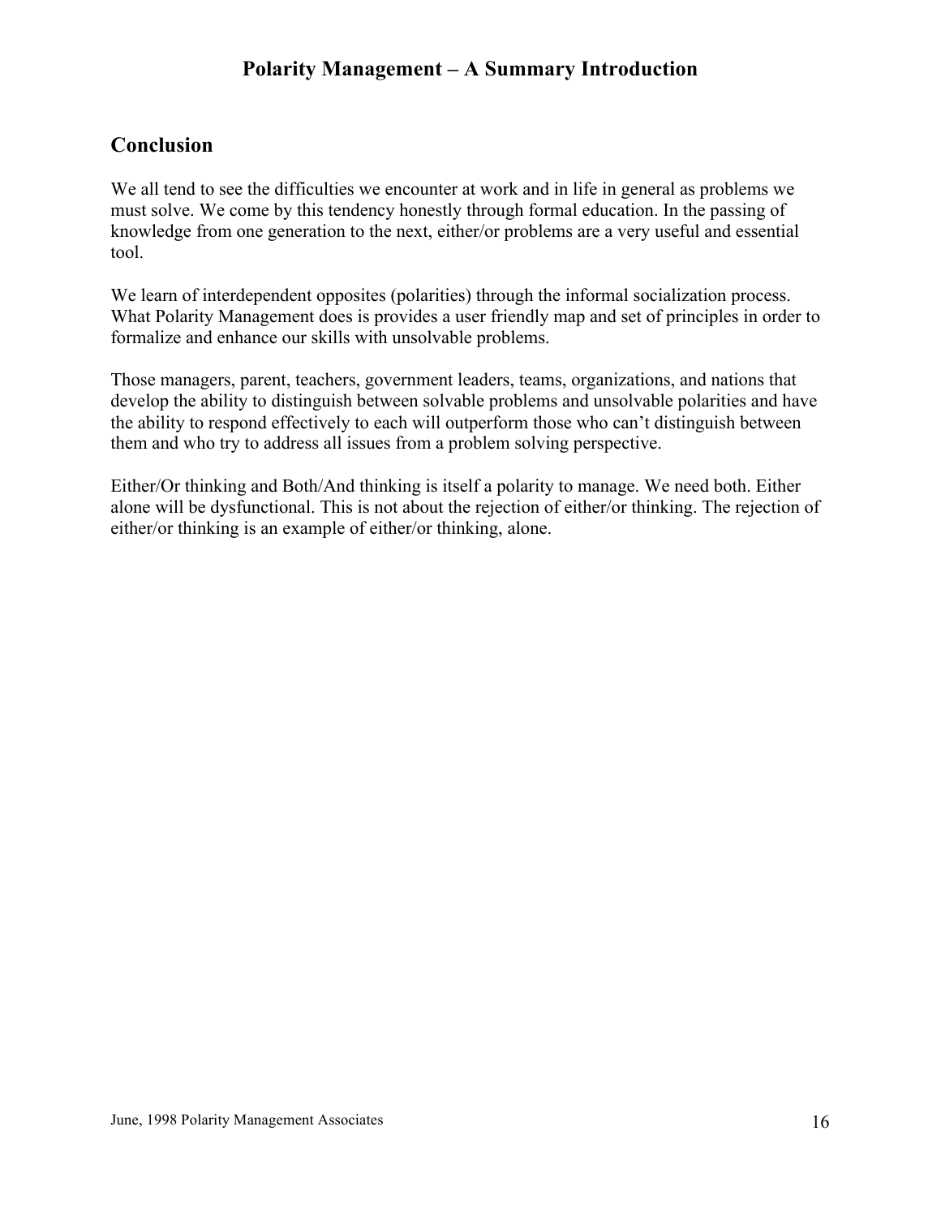## Conclusion

We all tend to see the difficulties we encounter at work and in life in general as problems we must solve. We come by this tendency honestly through formal education. In the passing of knowledge from one generation to the next, either/or problems are a very useful and essential tool.

We learn of interdependent opposites (polarities) through the informal socialization process. What Polarity Management does is provides a user friendly map and set of principles in order to formalize and enhance our skills with unsolvable problems.

Those managers, parent, teachers, government leaders, teams, organizations, and nations that develop the ability to distinguish between solvable problems and unsolvable polarities and have the ability to respond effectively to each will outperform those who can't distinguish between them and who try to address all issues from a problem solving perspective.

Either/Or thinking and Both/And thinking is itself a polarity to manage. We need both. Either alone will be dysfunctional. This is not about the rejection of either/or thinking. The rejection of either/or thinking is an example of either/or thinking, alone.